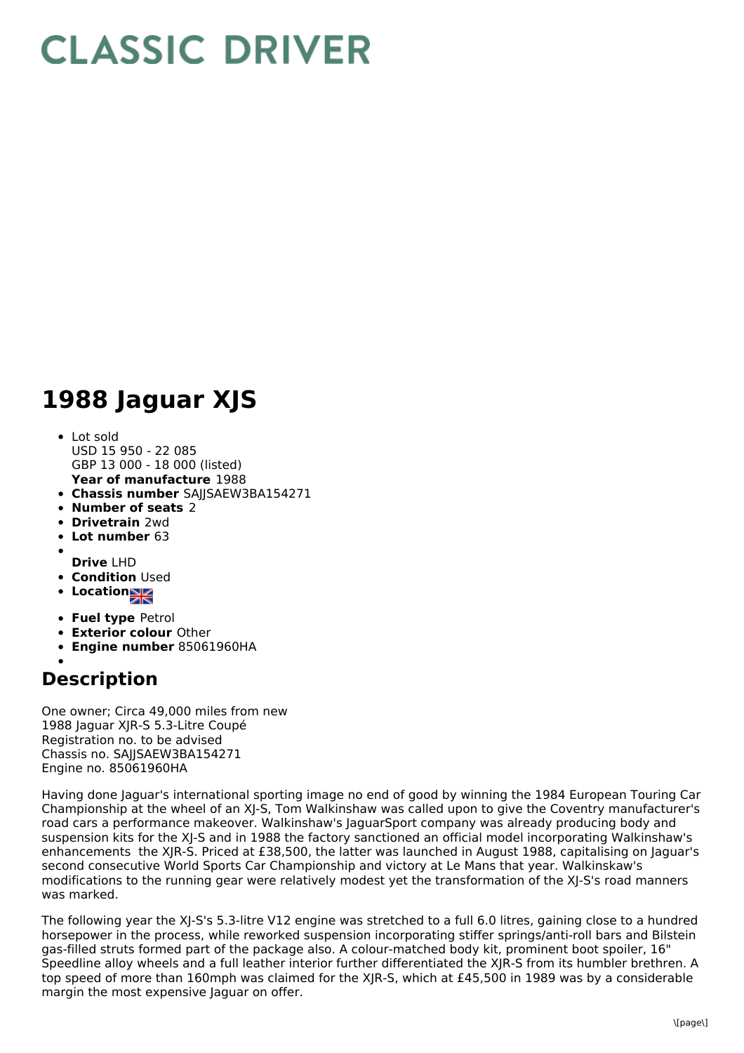# CLASSIC DRIVER

# 1988 Jaguar XJS

- Lot sold
  USD 15 950 - 22 085
  GBP 13 000 - 18 000 (listed)
  **Year of manufacture** 1988
- **Chassis number** SAJJSAEW3BA154271
- **Number of seats** 2
- **Drivetrain** 2wd
- **Lot number** 63
- **Drive** LHD
- **Condition** Used
- **Location**
- **Fuel type** Petrol
- **Exterior colour** Other
- **Engine number** 85061960HA

## Description

One owner; Circa 49,000 miles from new
1988 Jaguar XJR-S 5.3-Litre Coupé
Registration no. to be advised
Chassis no. SAJJSAEW3BA154271
Engine no. 85061960HA

Having done Jaguar's international sporting image no end of good by winning the 1984 European Touring Car Championship at the wheel of an XJ-S, Tom Walkinshaw was called upon to give the Coventry manufacturer's road cars a performance makeover. Walkinshaw's JaguarSport company was already producing body and suspension kits for the XJ-S and in 1988 the factory sanctioned an official model incorporating Walkinshaw's enhancements the XJR-S. Priced at £38,500, the latter was launched in August 1988, capitalising on Jaguar's second consecutive World Sports Car Championship and victory at Le Mans that year. Walkinskaw's modifications to the running gear were relatively modest yet the transformation of the XJ-S's road manners was marked.

The following year the XJ-S's 5.3-litre V12 engine was stretched to a full 6.0 litres, gaining close to a hundred horsepower in the process, while reworked suspension incorporating stiffer springs/anti-roll bars and Bilstein gas-filled struts formed part of the package also. A colour-matched body kit, prominent boot spoiler, 16" Speedline alloy wheels and a full leather interior further differentiated the XJR-S from its humbler brethren. A top speed of more than 160mph was claimed for the XJR-S, which at £45,500 in 1989 was by a considerable margin the most expensive Jaguar on offer.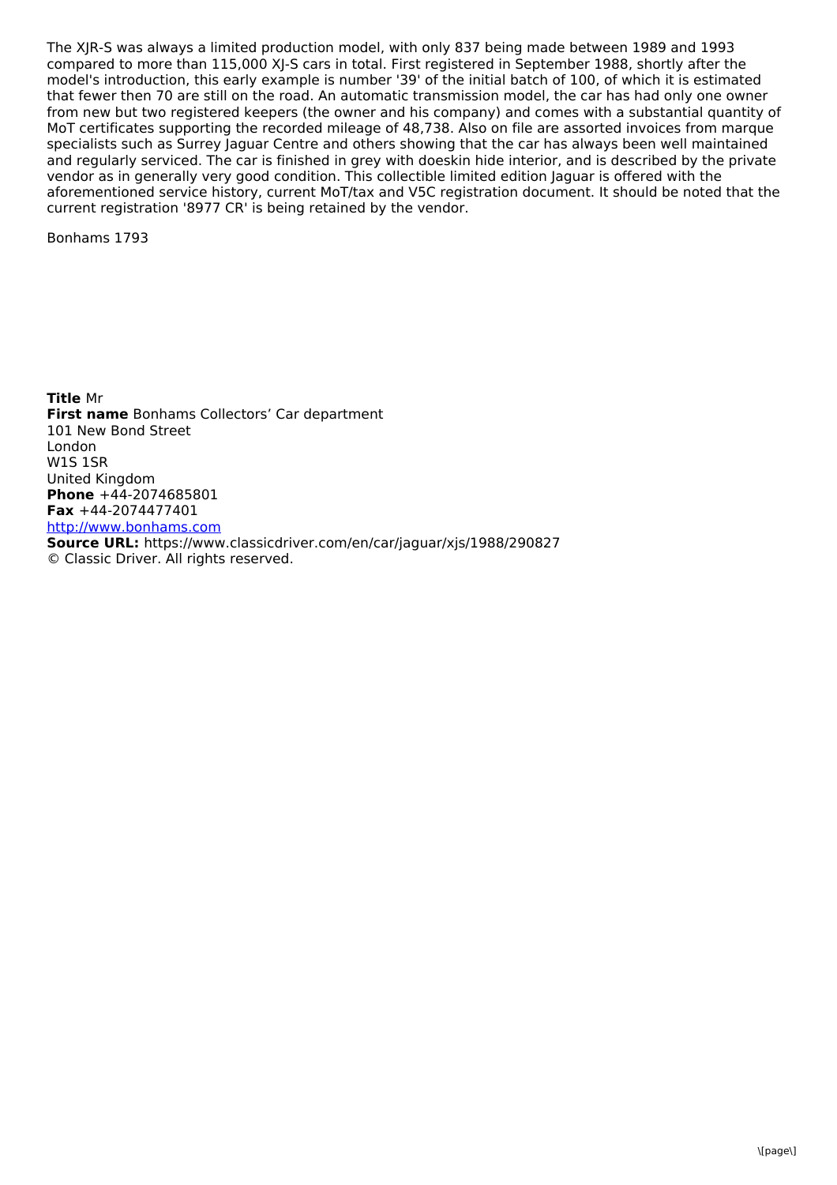The XJR-S was always a limited production model, with only 837 being made between 1989 and 1993 compared to more than 115,000 XJ-S cars in total. First registered in September 1988, shortly after the model's introduction, this early example is number '39' of the initial batch of 100, of which it is estimated that fewer then 70 are still on the road. An automatic transmission model, the car has had only one owner from new but two registered keepers (the owner and his company) and comes with a substantial quantity of MoT certificates supporting the recorded mileage of 48,738. Also on file are assorted invoices from marque specialists such as Surrey Jaguar Centre and others showing that the car has always been well maintained and regularly serviced. The car is finished in grey with doeskin hide interior, and is described by the private vendor as in generally very good condition. This collectible limited edition Jaguar is offered with the aforementioned service history, current MoT/tax and V5C registration document. It should be noted that the current registration '8977 CR' is being retained by the vendor.

Bonhams 1793

**Title** Mr
**First name** Bonhams Collectors' Car department
101 New Bond Street
London
W1S 1SR
United Kingdom
**Phone** +44-2074685801
**Fax** +44-2074477401
http://www.bonhams.com
**Source URL:** https://www.classicdriver.com/en/car/jaguar/xjs/1988/290827
© Classic Driver. All rights reserved.